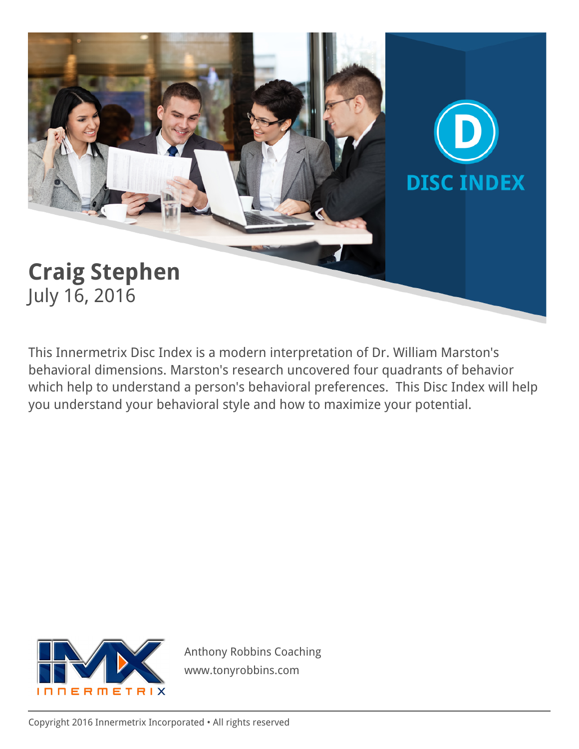# DISC INDEX

# Craig Stephen

July 16, 2016

This Innermetrix Disc Index is a modern interpretation of Dr. William Marston's behavioral dimensions. Marston's research uncovered four quadrants of behavior which help to understand a person's behavioral preferences. This Disc Index will help you understand your behavioral style and how to maximize your potential.

INNERMETRIX

Anthony Robbins Coaching
www.tonyrobbins.com

Copyright 2016 Innermetrix Incorporated • All rights reserved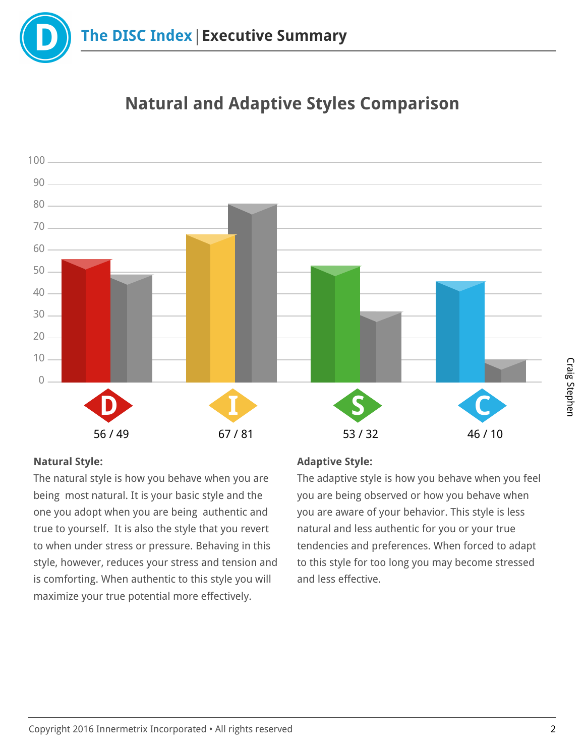# The DISC Index | Executive Summary

## Natural and Adaptive Styles Comparison

| | D | I | S | C |
|---|---|---|---|---|
| Natural / Adaptive | 56 / 49 | 67 / 81 | 53 / 32 | 46 / 10 |

**Natural Style:**
The natural style is how you behave when you are being most natural. It is your basic style and the one you adopt when you are being authentic and true to yourself. It is also the style that you revert to when under stress or pressure. Behaving in this style, however, reduces your stress and tension and is comforting. When authentic to this style you will maximize your true potential more effectively.

**Adaptive Style:**
The adaptive style is how you behave when you feel you are being observed or how you behave when you are aware of your behavior. This style is less natural and less authentic for you or your true tendencies and preferences. When forced to adapt to this style for too long you may become stressed and less effective.

Craig Stephen

Copyright 2016 Innermetrix Incorporated • All rights reserved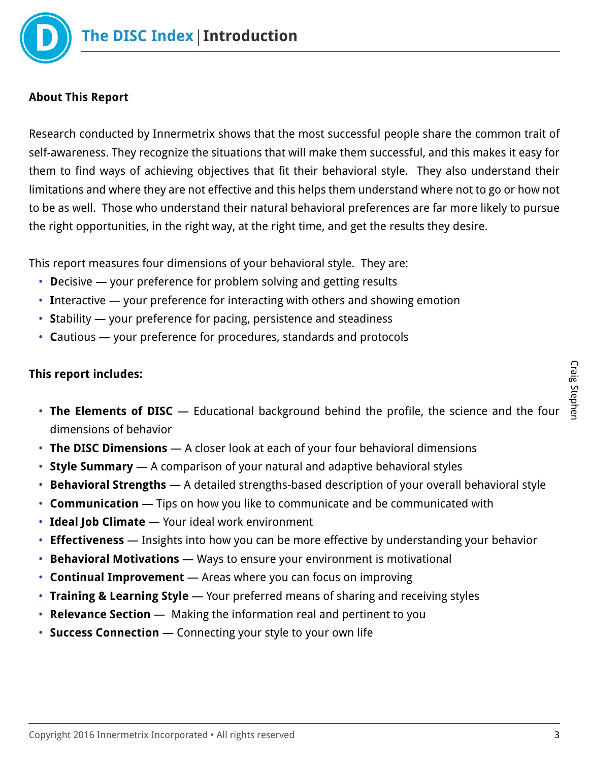# The DISC Index | Introduction

**About This Report**

Research conducted by Innermetrix shows that the most successful people share the common trait of self-awareness. They recognize the situations that will make them successful, and this makes it easy for them to find ways of achieving objectives that fit their behavioral style. They also understand their limitations and where they are not effective and this helps them understand where not to go or how not to be as well. Those who understand their natural behavioral preferences are far more likely to pursue the right opportunities, in the right way, at the right time, and get the results they desire.

This report measures four dimensions of your behavioral style. They are:

- **D**ecisive — your preference for problem solving and getting results
- **I**nteractive — your preference for interacting with others and showing emotion
- **S**tability — your preference for pacing, persistence and steadiness
- **C**autious — your preference for procedures, standards and protocols

**This report includes:**

- **The Elements of DISC** — Educational background behind the profile, the science and the four dimensions of behavior
- **The DISC Dimensions** — A closer look at each of your four behavioral dimensions
- **Style Summary** — A comparison of your natural and adaptive behavioral styles
- **Behavioral Strengths** — A detailed strengths-based description of your overall behavioral style
- **Communication** — Tips on how you like to communicate and be communicated with
- **Ideal Job Climate** — Your ideal work environment
- **Effectiveness** — Insights into how you can be more effective by understanding your behavior
- **Behavioral Motivations** — Ways to ensure your environment is motivational
- **Continual Improvement** — Areas where you can focus on improving
- **Training & Learning Style** — Your preferred means of sharing and receiving styles
- **Relevance Section** — Making the information real and pertinent to you
- **Success Connection** — Connecting your style to your own life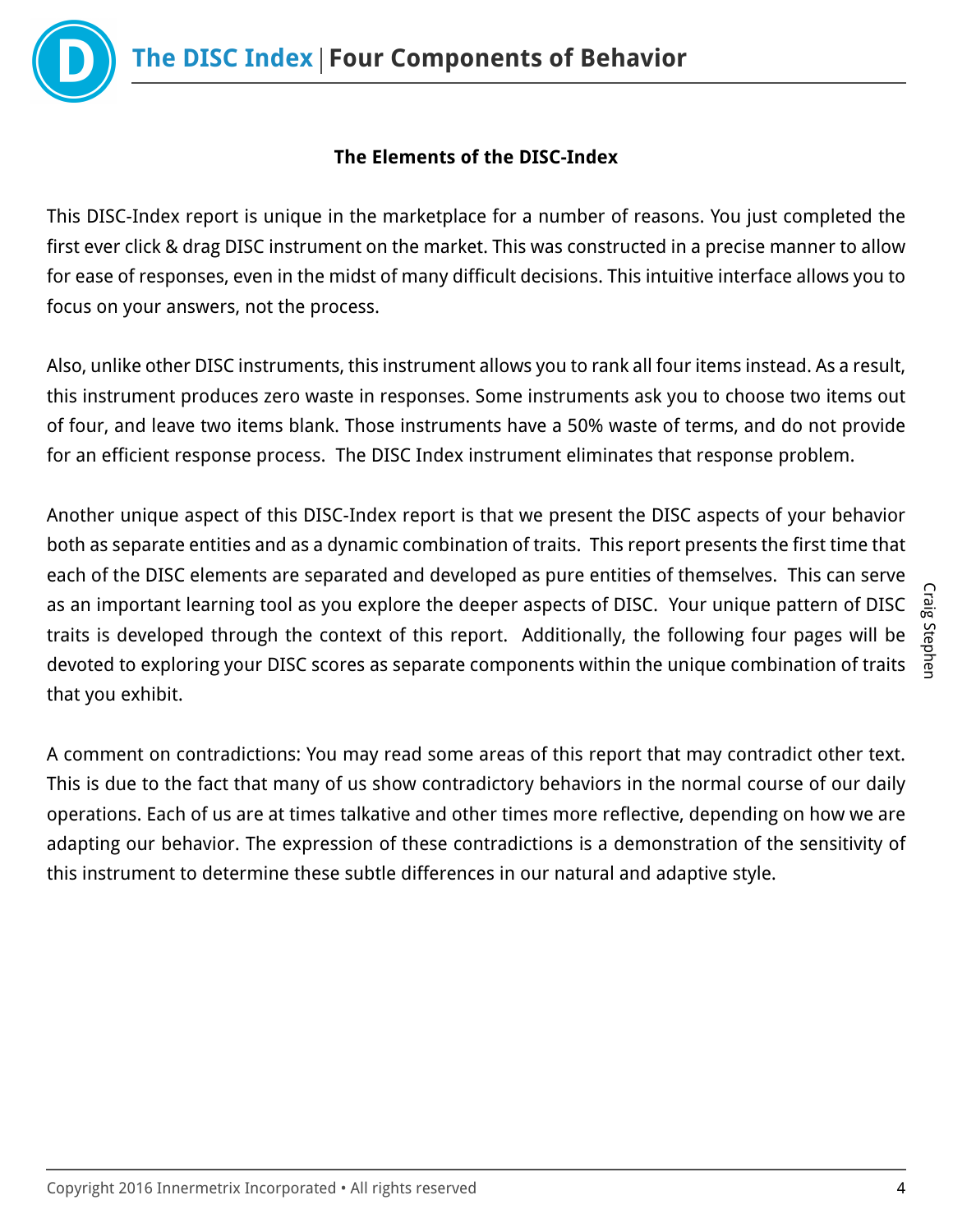## The Elements of the DISC-Index

This DISC-Index report is unique in the marketplace for a number of reasons. You just completed the first ever click & drag DISC instrument on the market. This was constructed in a precise manner to allow for ease of responses, even in the midst of many difficult decisions. This intuitive interface allows you to focus on your answers, not the process.

Also, unlike other DISC instruments, this instrument allows you to rank all four items instead. As a result, this instrument produces zero waste in responses. Some instruments ask you to choose two items out of four, and leave two items blank. Those instruments have a 50% waste of terms, and do not provide for an efficient response process. The DISC Index instrument eliminates that response problem.

Another unique aspect of this DISC-Index report is that we present the DISC aspects of your behavior both as separate entities and as a dynamic combination of traits. This report presents the first time that each of the DISC elements are separated and developed as pure entities of themselves. This can serve as an important learning tool as you explore the deeper aspects of DISC. Your unique pattern of DISC traits is developed through the context of this report. Additionally, the following four pages will be devoted to exploring your DISC scores as separate components within the unique combination of traits that you exhibit.

A comment on contradictions: You may read some areas of this report that may contradict other text. This is due to the fact that many of us show contradictory behaviors in the normal course of our daily operations. Each of us are at times talkative and other times more reflective, depending on how we are adapting our behavior. The expression of these contradictions is a demonstration of the sensitivity of this instrument to determine these subtle differences in our natural and adaptive style.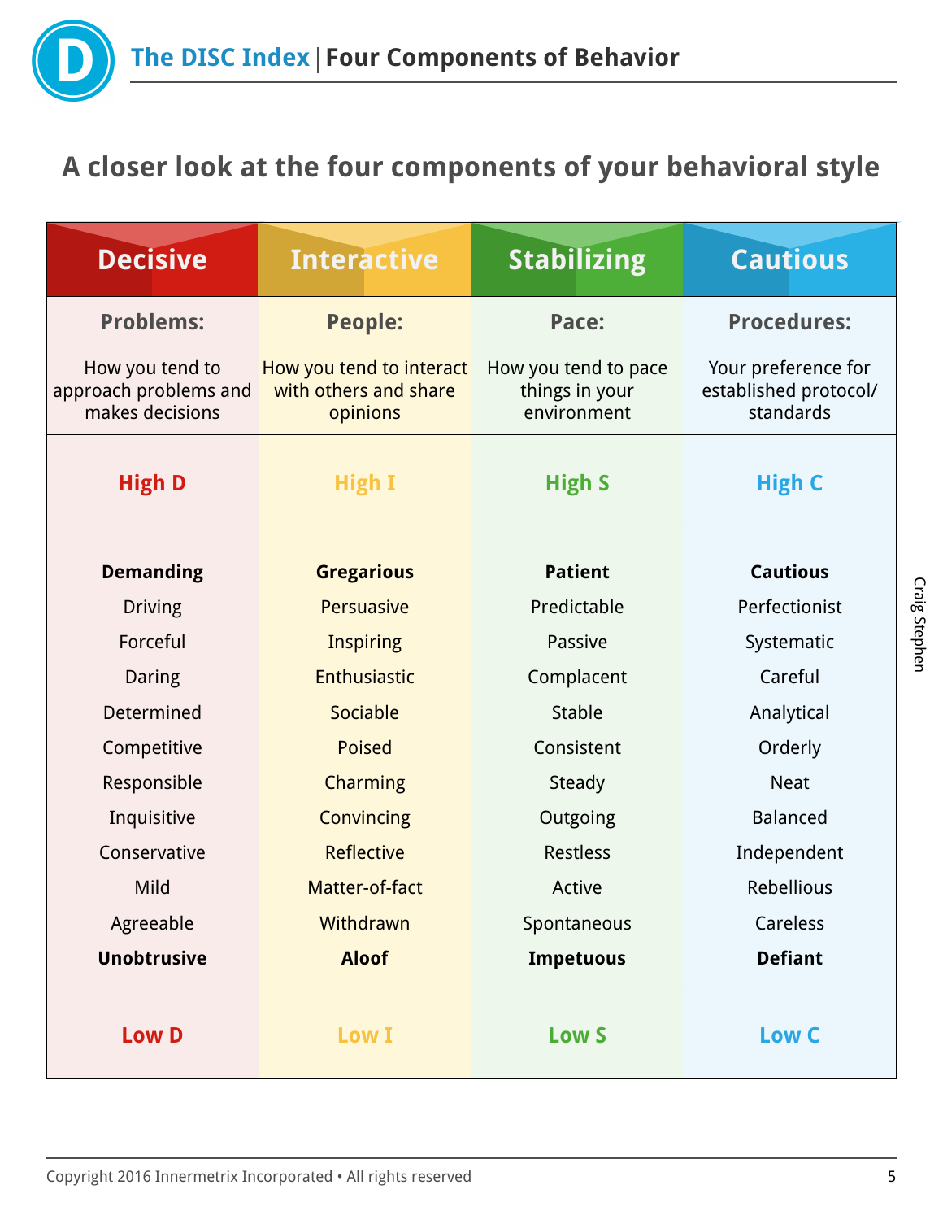# The DISC Index | Four Components of Behavior

## A closer look at the four components of your behavioral style

| Decisive | Interactive | Stabilizing | Cautious |
|---|---|---|---|
| **Problems:** | **People:** | **Pace:** | **Procedures:** |
| How you tend to approach problems and makes decisions | How you tend to interact with others and share opinions | How you tend to pace things in your environment | Your preference for established protocol/ standards |
| **High D** | **High I** | **High S** | **High C** |
| **Demanding** | **Gregarious** | **Patient** | **Cautious** |
| Driving | Persuasive | Predictable | Perfectionist |
| Forceful | Inspiring | Passive | Systematic |
| Daring | Enthusiastic | Complacent | Careful |
| Determined | Sociable | Stable | Analytical |
| Competitive | Poised | Consistent | Orderly |
| Responsible | Charming | Steady | Neat |
| Inquisitive | Convincing | Outgoing | Balanced |
| Conservative | Reflective | Restless | Independent |
| Mild | Matter-of-fact | Active | Rebellious |
| Agreeable | Withdrawn | Spontaneous | Careless |
| **Unobtrusive** | **Aloof** | **Impetuous** | **Defiant** |
| **Low D** | **Low I** | **Low S** | **Low C** |

Craig Stephen

Copyright 2016 Innermetrix Incorporated • All rights reserved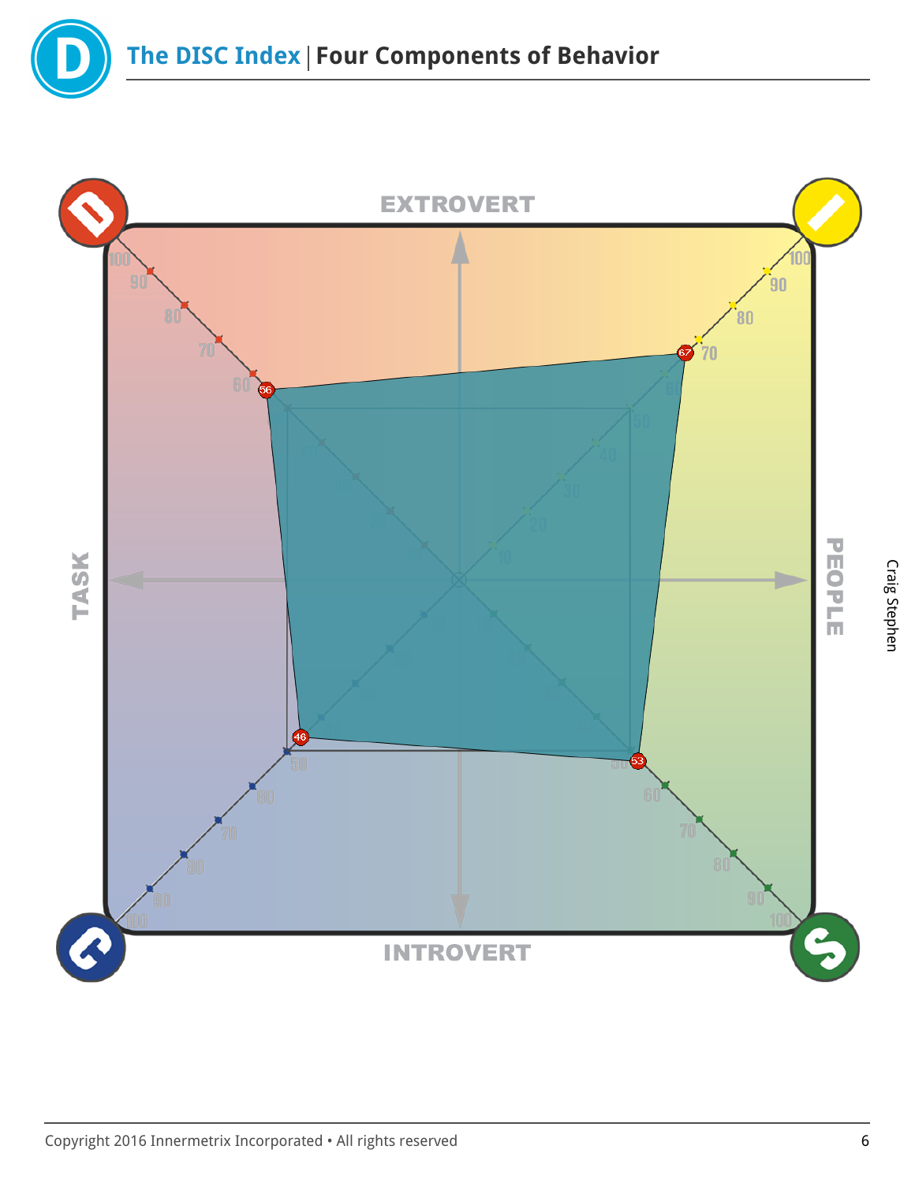# The DISC Index | Four Components of Behavior

EXTROVERT

TASK

PEOPLE

INTROVERT

D: 56

I: 67

S: 53

C: 46

Craig Stephen

Copyright 2016 Innermetrix Incorporated • All rights reserved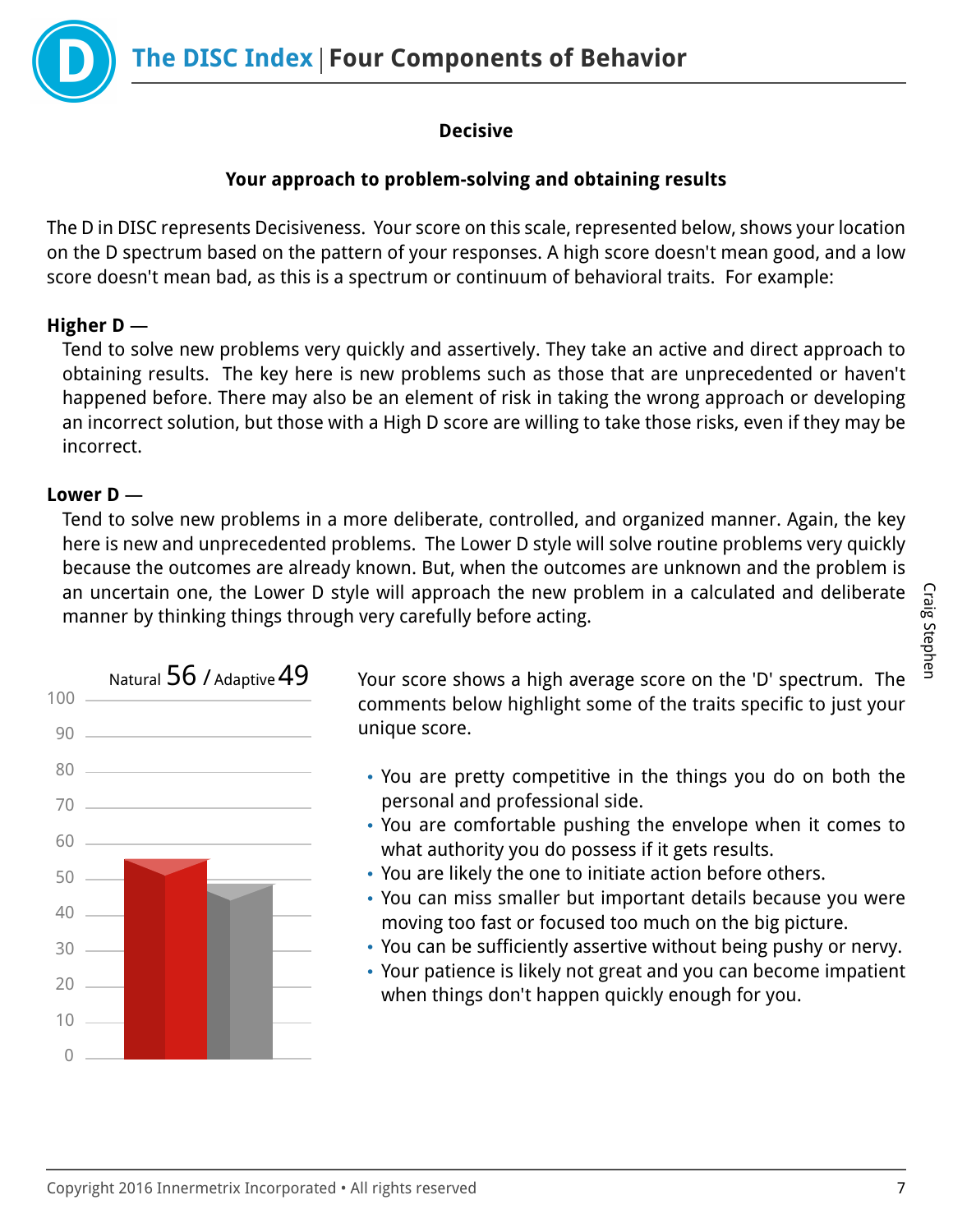# The DISC Index | Four Components of Behavior

**Decisive**

**Your approach to problem-solving and obtaining results**

The D in DISC represents Decisiveness. Your score on this scale, represented below, shows your location on the D spectrum based on the pattern of your responses. A high score doesn't mean good, and a low score doesn't mean bad, as this is a spectrum or continuum of behavioral traits. For example:

**Higher D —**

Tend to solve new problems very quickly and assertively. They take an active and direct approach to obtaining results. The key here is new problems such as those that are unprecedented or haven't happened before. There may also be an element of risk in taking the wrong approach or developing an incorrect solution, but those with a High D score are willing to take those risks, even if they may be incorrect.

**Lower D —**

Tend to solve new problems in a more deliberate, controlled, and organized manner. Again, the key here is new and unprecedented problems. The Lower D style will solve routine problems very quickly because the outcomes are already known. But, when the outcomes are unknown and the problem is an uncertain one, the Lower D style will approach the new problem in a calculated and deliberate manner by thinking things through very carefully before acting.

Natural 56 / Adaptive 49

Your score shows a high average score on the 'D' spectrum. The comments below highlight some of the traits specific to just your unique score.

- You are pretty competitive in the things you do on both the personal and professional side.
- You are comfortable pushing the envelope when it comes to what authority you do possess if it gets results.
- You are likely the one to initiate action before others.
- You can miss smaller but important details because you were moving too fast or focused too much on the big picture.
- You can be sufficiently assertive without being pushy or nervy.
- Your patience is likely not great and you can become impatient when things don't happen quickly enough for you.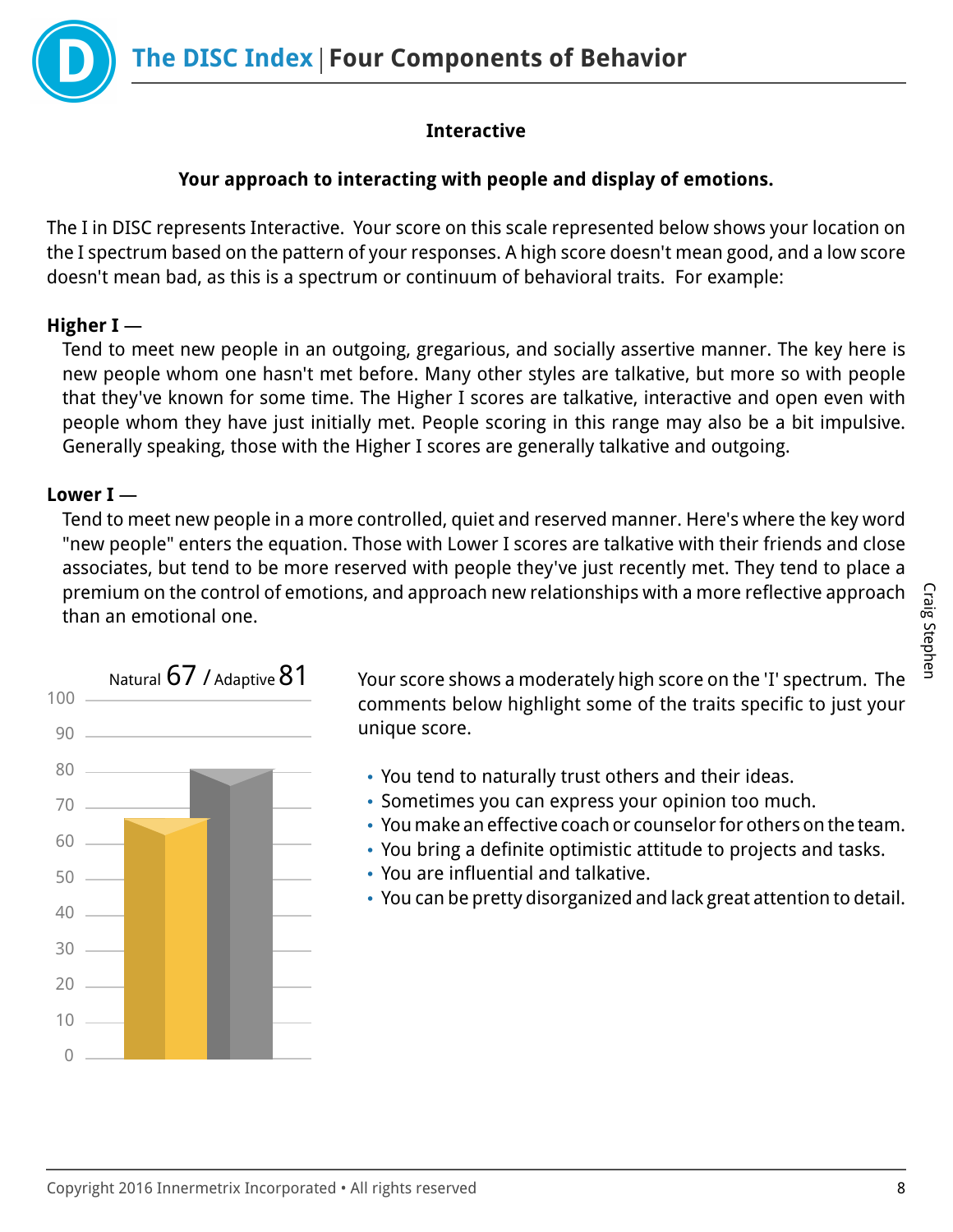# The DISC Index | Four Components of Behavior

**Interactive**

**Your approach to interacting with people and display of emotions.**

The I in DISC represents Interactive. Your score on this scale represented below shows your location on the I spectrum based on the pattern of your responses. A high score doesn't mean good, and a low score doesn't mean bad, as this is a spectrum or continuum of behavioral traits. For example:

**Higher I** —

Tend to meet new people in an outgoing, gregarious, and socially assertive manner. The key here is new people whom one hasn't met before. Many other styles are talkative, but more so with people that they've known for some time. The Higher I scores are talkative, interactive and open even with people whom they have just initially met. People scoring in this range may also be a bit impulsive. Generally speaking, those with the Higher I scores are generally talkative and outgoing.

**Lower I** —

Tend to meet new people in a more controlled, quiet and reserved manner. Here's where the key word "new people" enters the equation. Those with Lower I scores are talkative with their friends and close associates, but tend to be more reserved with people they've just recently met. They tend to place a premium on the control of emotions, and approach new relationships with a more reflective approach than an emotional one.

Natural 67 / Adaptive 81

Your score shows a moderately high score on the 'I' spectrum. The comments below highlight some of the traits specific to just your unique score.

- You tend to naturally trust others and their ideas.
- Sometimes you can express your opinion too much.
- You make an effective coach or counselor for others on the team.
- You bring a definite optimistic attitude to projects and tasks.
- You are influential and talkative.
- You can be pretty disorganized and lack great attention to detail.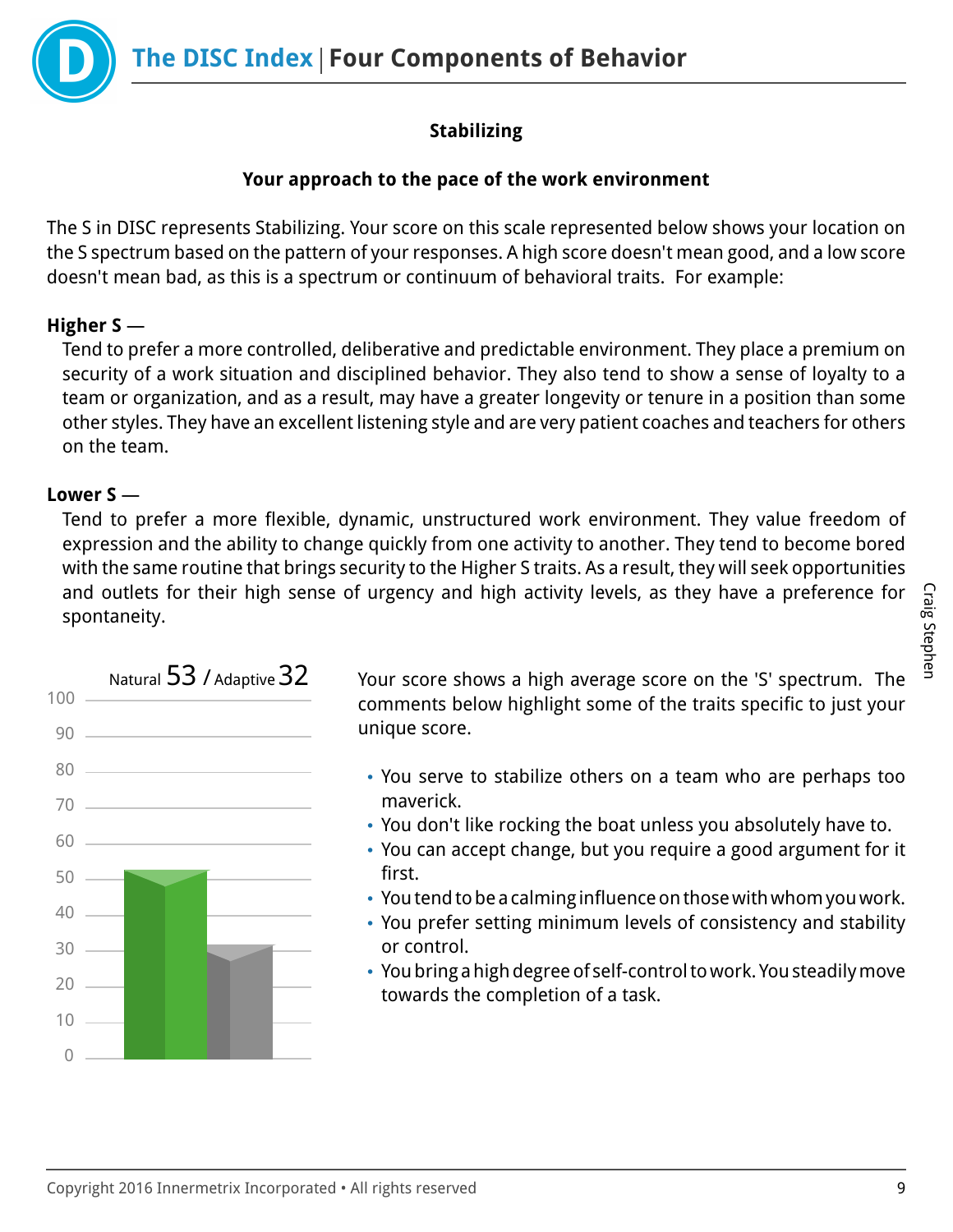## Stabilizing

**Your approach to the pace of the work environment**

The S in DISC represents Stabilizing. Your score on this scale represented below shows your location on the S spectrum based on the pattern of your responses. A high score doesn't mean good, and a low score doesn't mean bad, as this is a spectrum or continuum of behavioral traits. For example:

**Higher S** —

Tend to prefer a more controlled, deliberative and predictable environment. They place a premium on security of a work situation and disciplined behavior. They also tend to show a sense of loyalty to a team or organization, and as a result, may have a greater longevity or tenure in a position than some other styles. They have an excellent listening style and are very patient coaches and teachers for others on the team.

**Lower S** —

Tend to prefer a more flexible, dynamic, unstructured work environment. They value freedom of expression and the ability to change quickly from one activity to another. They tend to become bored with the same routine that brings security to the Higher S traits. As a result, they will seek opportunities and outlets for their high sense of urgency and high activity levels, as they have a preference for spontaneity.

Natural 53 / Adaptive 32

Your score shows a high average score on the 'S' spectrum. The comments below highlight some of the traits specific to just your unique score.

- You serve to stabilize others on a team who are perhaps too maverick.
- You don't like rocking the boat unless you absolutely have to.
- You can accept change, but you require a good argument for it first.
- You tend to be a calming influence on those with whom you work.
- You prefer setting minimum levels of consistency and stability or control.
- You bring a high degree of self-control to work. You steadily move towards the completion of a task.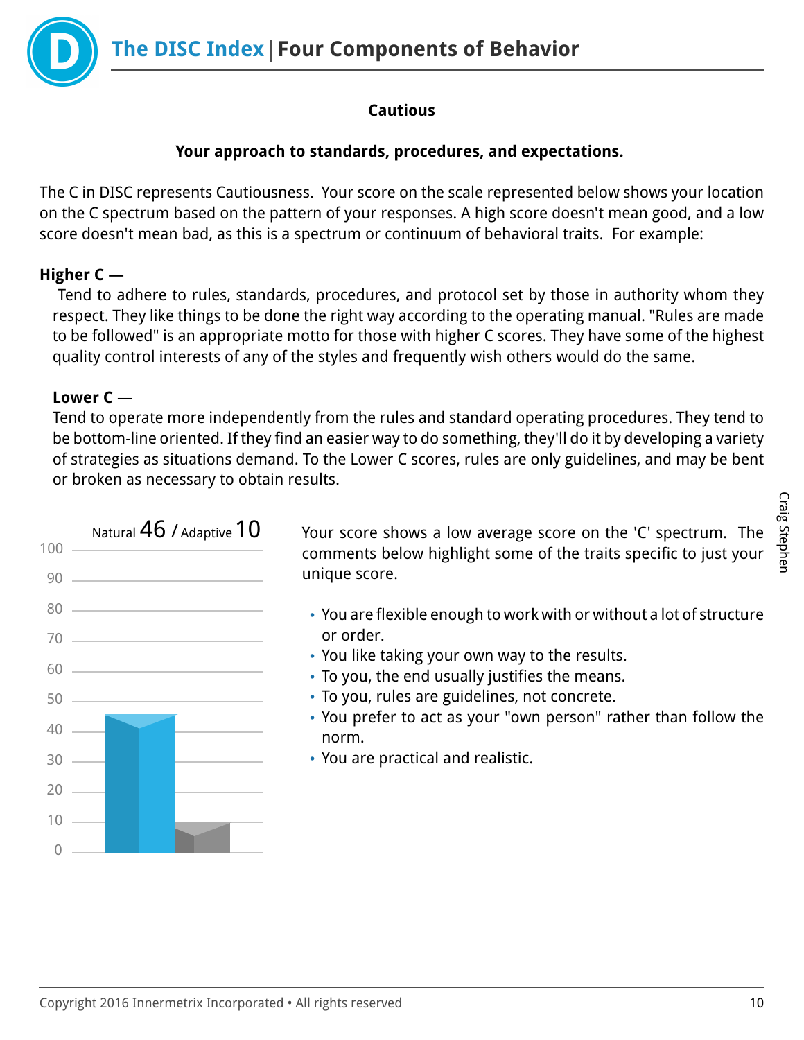## Cautious

**Your approach to standards, procedures, and expectations.**

The C in DISC represents Cautiousness. Your score on the scale represented below shows your location on the C spectrum based on the pattern of your responses. A high score doesn't mean good, and a low score doesn't mean bad, as this is a spectrum or continuum of behavioral traits. For example:

**Higher C —**
Tend to adhere to rules, standards, procedures, and protocol set by those in authority whom they respect. They like things to be done the right way according to the operating manual. "Rules are made to be followed" is an appropriate motto for those with higher C scores. They have some of the highest quality control interests of any of the styles and frequently wish others would do the same.

**Lower C —**
Tend to operate more independently from the rules and standard operating procedures. They tend to be bottom-line oriented. If they find an easier way to do something, they'll do it by developing a variety of strategies as situations demand. To the Lower C scores, rules are only guidelines, and may be bent or broken as necessary to obtain results.

Natural 46 / Adaptive 10

Your score shows a low average score on the 'C' spectrum. The comments below highlight some of the traits specific to just your unique score.

- You are flexible enough to work with or without a lot of structure or order.
- You like taking your own way to the results.
- To you, the end usually justifies the means.
- To you, rules are guidelines, not concrete.
- You prefer to act as your "own person" rather than follow the norm.
- You are practical and realistic.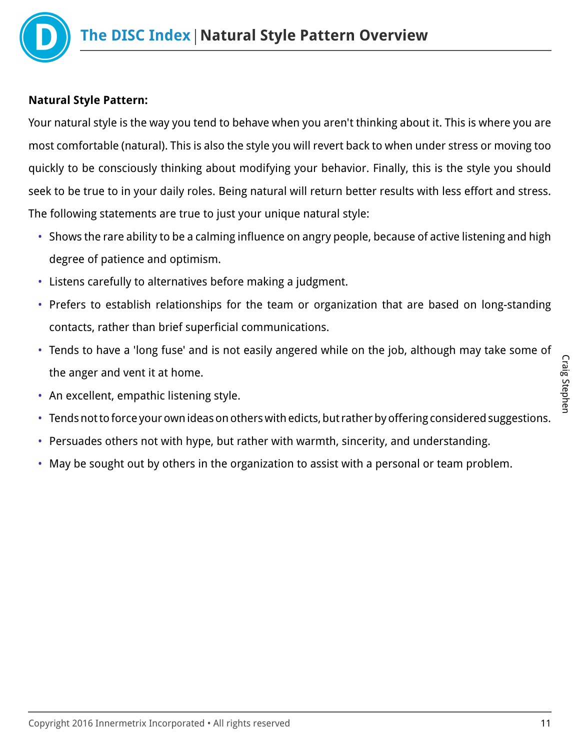**Natural Style Pattern:**

Your natural style is the way you tend to behave when you aren't thinking about it. This is where you are most comfortable (natural). This is also the style you will revert back to when under stress or moving too quickly to be consciously thinking about modifying your behavior. Finally, this is the style you should seek to be true to in your daily roles. Being natural will return better results with less effort and stress. The following statements are true to just your unique natural style:

- Shows the rare ability to be a calming influence on angry people, because of active listening and high degree of patience and optimism.
- Listens carefully to alternatives before making a judgment.
- Prefers to establish relationships for the team or organization that are based on long-standing contacts, rather than brief superficial communications.
- Tends to have a 'long fuse' and is not easily angered while on the job, although may take some of the anger and vent it at home.
- An excellent, empathic listening style.
- Tends not to force your own ideas on others with edicts, but rather by offering considered suggestions.
- Persuades others not with hype, but rather with warmth, sincerity, and understanding.
- May be sought out by others in the organization to assist with a personal or team problem.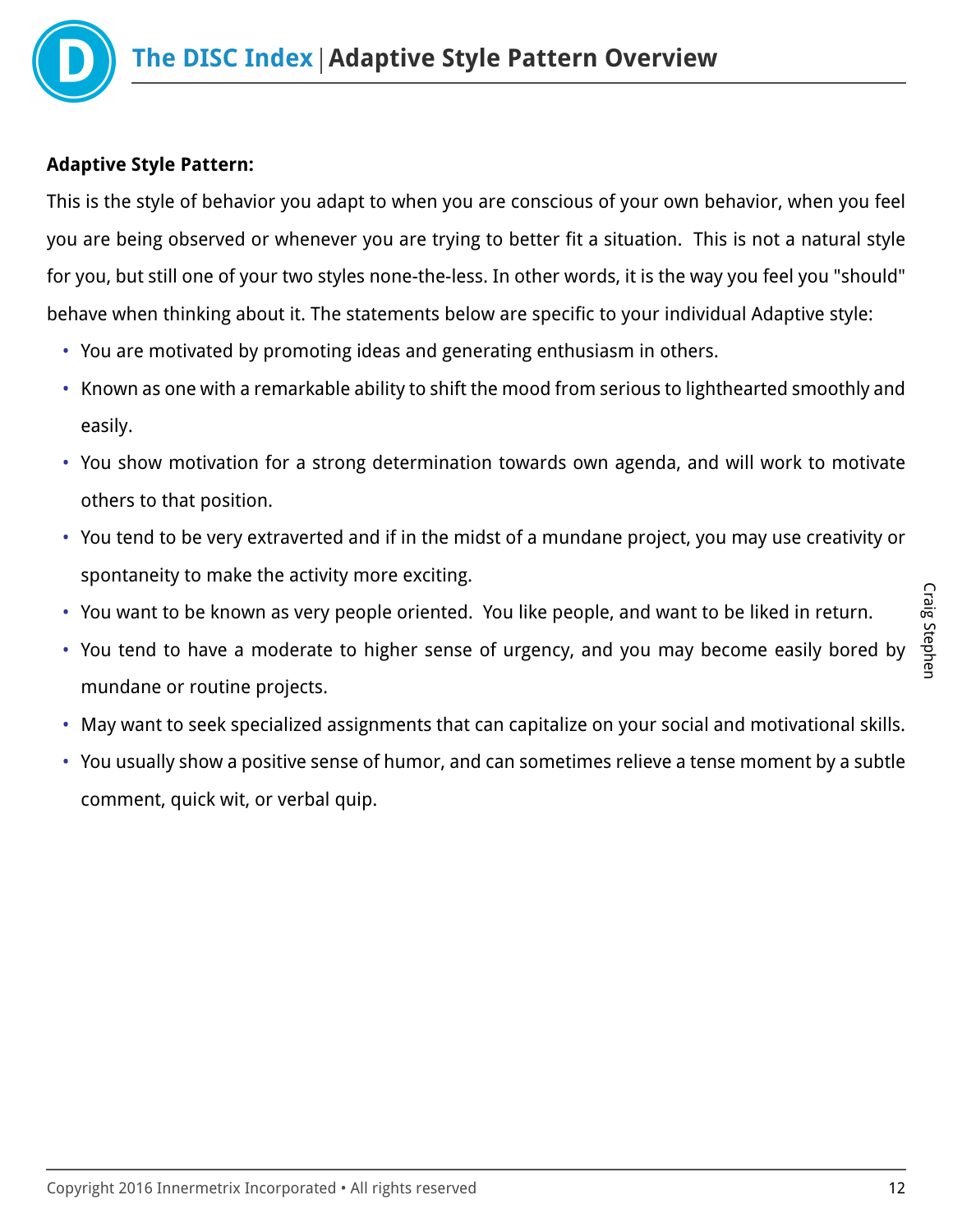## Adaptive Style Pattern Overview

**Adaptive Style Pattern:**

This is the style of behavior you adapt to when you are conscious of your own behavior, when you feel you are being observed or whenever you are trying to better fit a situation. This is not a natural style for you, but still one of your two styles none-the-less. In other words, it is the way you feel you "should" behave when thinking about it. The statements below are specific to your individual Adaptive style:

- You are motivated by promoting ideas and generating enthusiasm in others.
- Known as one with a remarkable ability to shift the mood from serious to lighthearted smoothly and easily.
- You show motivation for a strong determination towards own agenda, and will work to motivate others to that position.
- You tend to be very extraverted and if in the midst of a mundane project, you may use creativity or spontaneity to make the activity more exciting.
- You want to be known as very people oriented. You like people, and want to be liked in return.
- You tend to have a moderate to higher sense of urgency, and you may become easily bored by mundane or routine projects.
- May want to seek specialized assignments that can capitalize on your social and motivational skills.
- You usually show a positive sense of humor, and can sometimes relieve a tense moment by a subtle comment, quick wit, or verbal quip.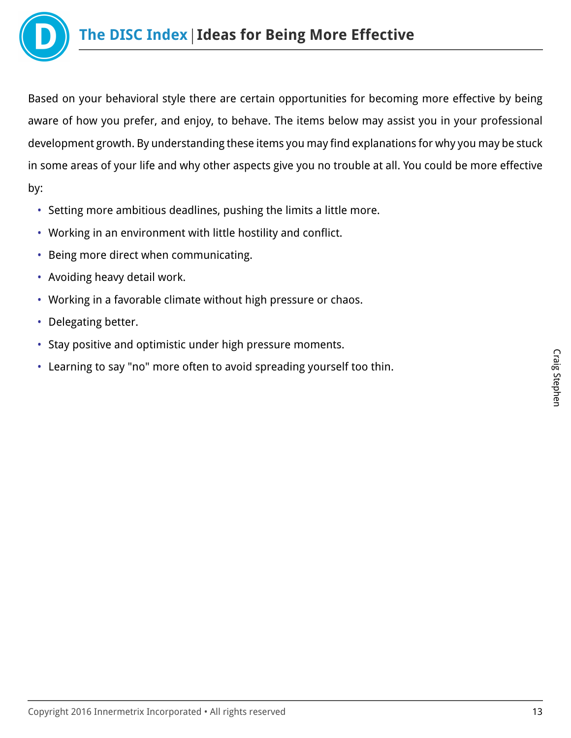# The DISC Index | Ideas for Being More Effective

Based on your behavioral style there are certain opportunities for becoming more effective by being aware of how you prefer, and enjoy, to behave. The items below may assist you in your professional development growth. By understanding these items you may find explanations for why you may be stuck in some areas of your life and why other aspects give you no trouble at all. You could be more effective by:

- Setting more ambitious deadlines, pushing the limits a little more.
- Working in an environment with little hostility and conflict.
- Being more direct when communicating.
- Avoiding heavy detail work.
- Working in a favorable climate without high pressure or chaos.
- Delegating better.
- Stay positive and optimistic under high pressure moments.
- Learning to say "no" more often to avoid spreading yourself too thin.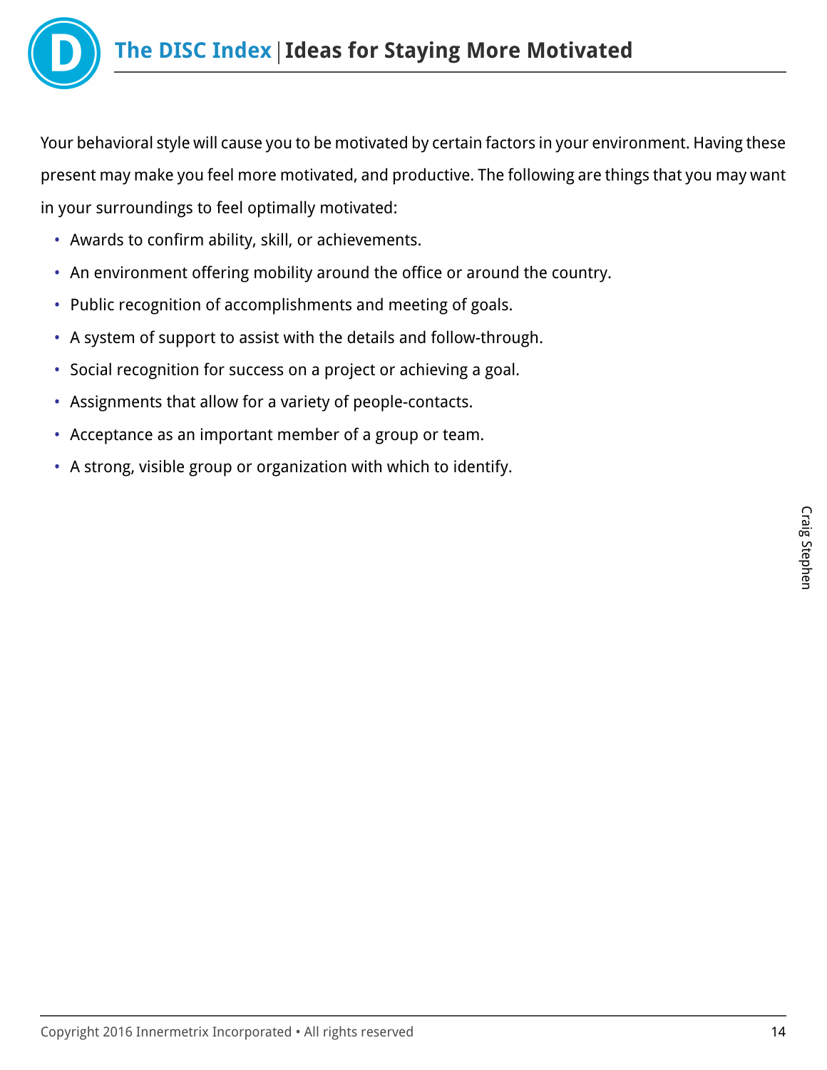# The DISC Index | Ideas for Staying More Motivated

Your behavioral style will cause you to be motivated by certain factors in your environment. Having these present may make you feel more motivated, and productive. The following are things that you may want in your surroundings to feel optimally motivated:

- Awards to confirm ability, skill, or achievements.
- An environment offering mobility around the office or around the country.
- Public recognition of accomplishments and meeting of goals.
- A system of support to assist with the details and follow-through.
- Social recognition for success on a project or achieving a goal.
- Assignments that allow for a variety of people-contacts.
- Acceptance as an important member of a group or team.
- A strong, visible group or organization with which to identify.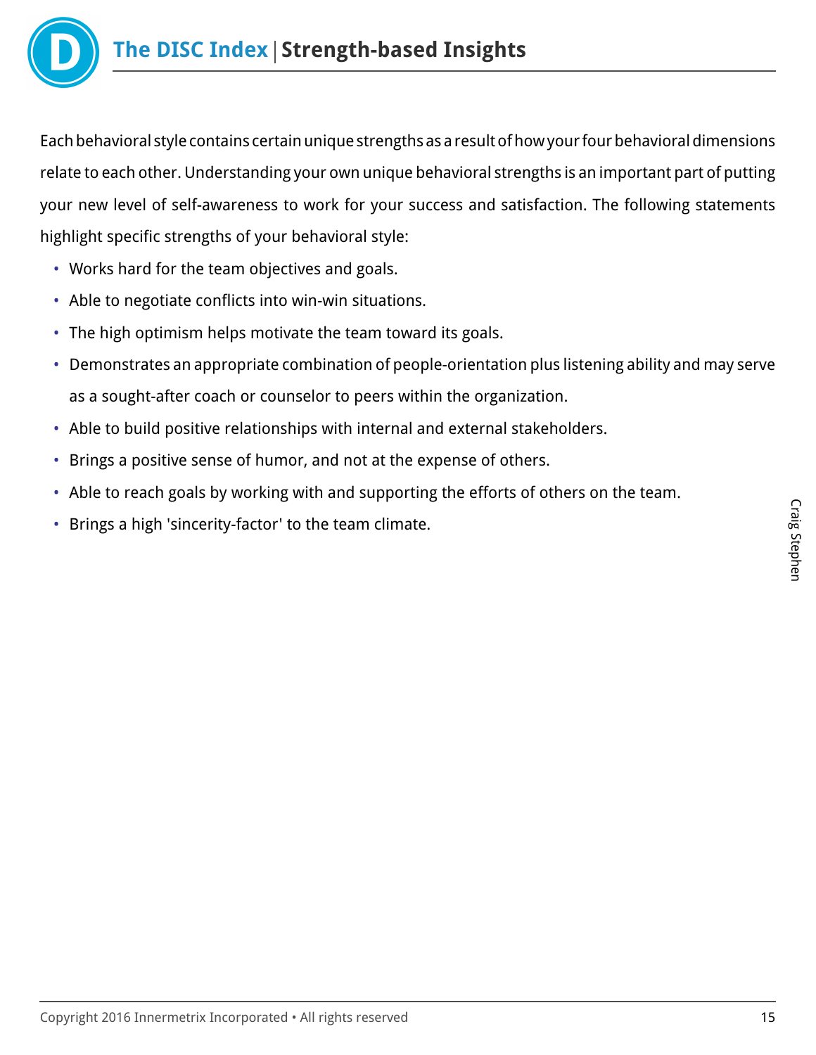# The DISC Index | Strength-based Insights

Each behavioral style contains certain unique strengths as a result of how your four behavioral dimensions relate to each other. Understanding your own unique behavioral strengths is an important part of putting your new level of self-awareness to work for your success and satisfaction. The following statements highlight specific strengths of your behavioral style:

- Works hard for the team objectives and goals.
- Able to negotiate conflicts into win-win situations.
- The high optimism helps motivate the team toward its goals.
- Demonstrates an appropriate combination of people-orientation plus listening ability and may serve as a sought-after coach or counselor to peers within the organization.
- Able to build positive relationships with internal and external stakeholders.
- Brings a positive sense of humor, and not at the expense of others.
- Able to reach goals by working with and supporting the efforts of others on the team.
- Brings a high 'sincerity-factor' to the team climate.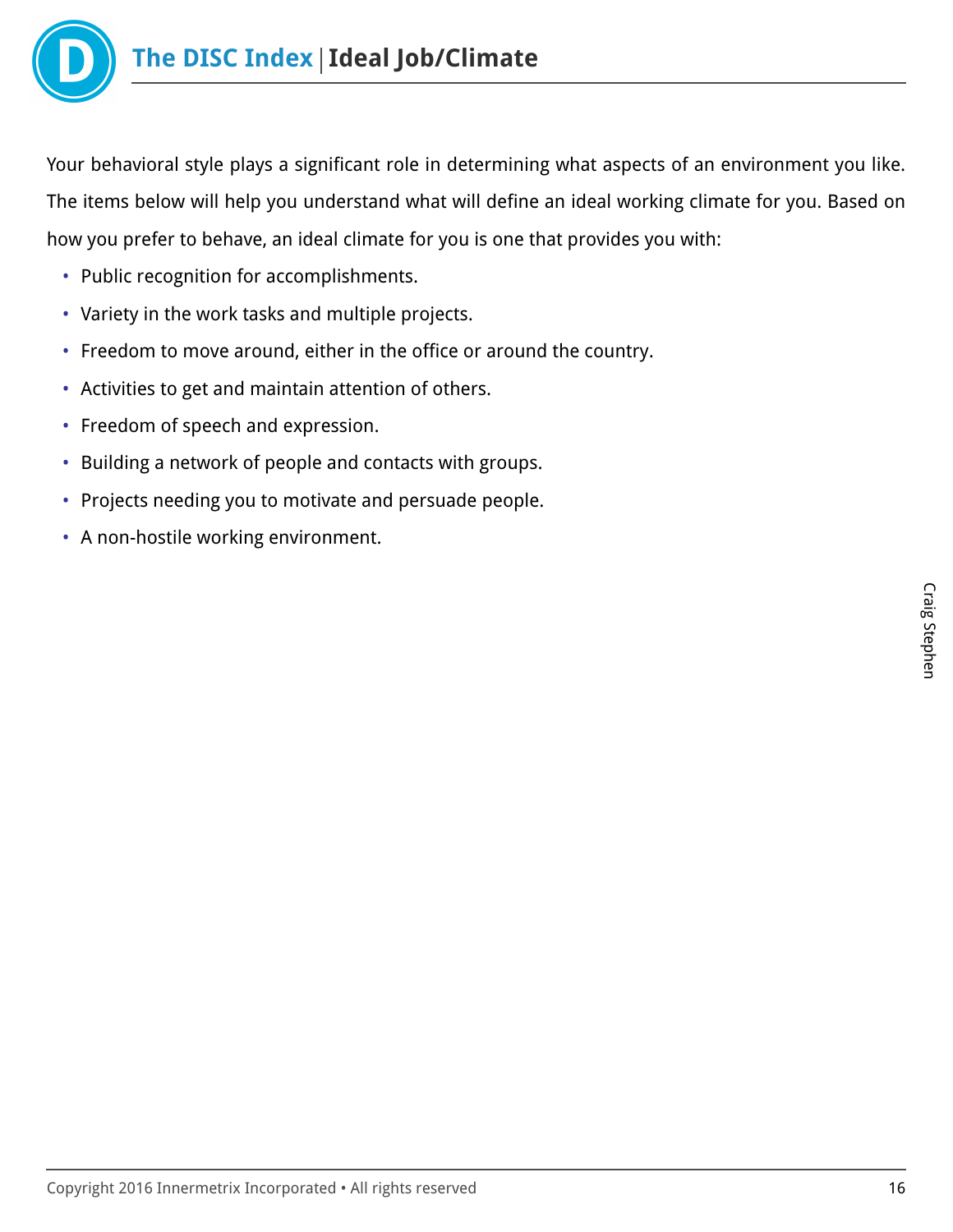# The DISC Index | Ideal Job/Climate

Your behavioral style plays a significant role in determining what aspects of an environment you like. The items below will help you understand what will define an ideal working climate for you. Based on how you prefer to behave, an ideal climate for you is one that provides you with:

- Public recognition for accomplishments.
- Variety in the work tasks and multiple projects.
- Freedom to move around, either in the office or around the country.
- Activities to get and maintain attention of others.
- Freedom of speech and expression.
- Building a network of people and contacts with groups.
- Projects needing you to motivate and persuade people.
- A non-hostile working environment.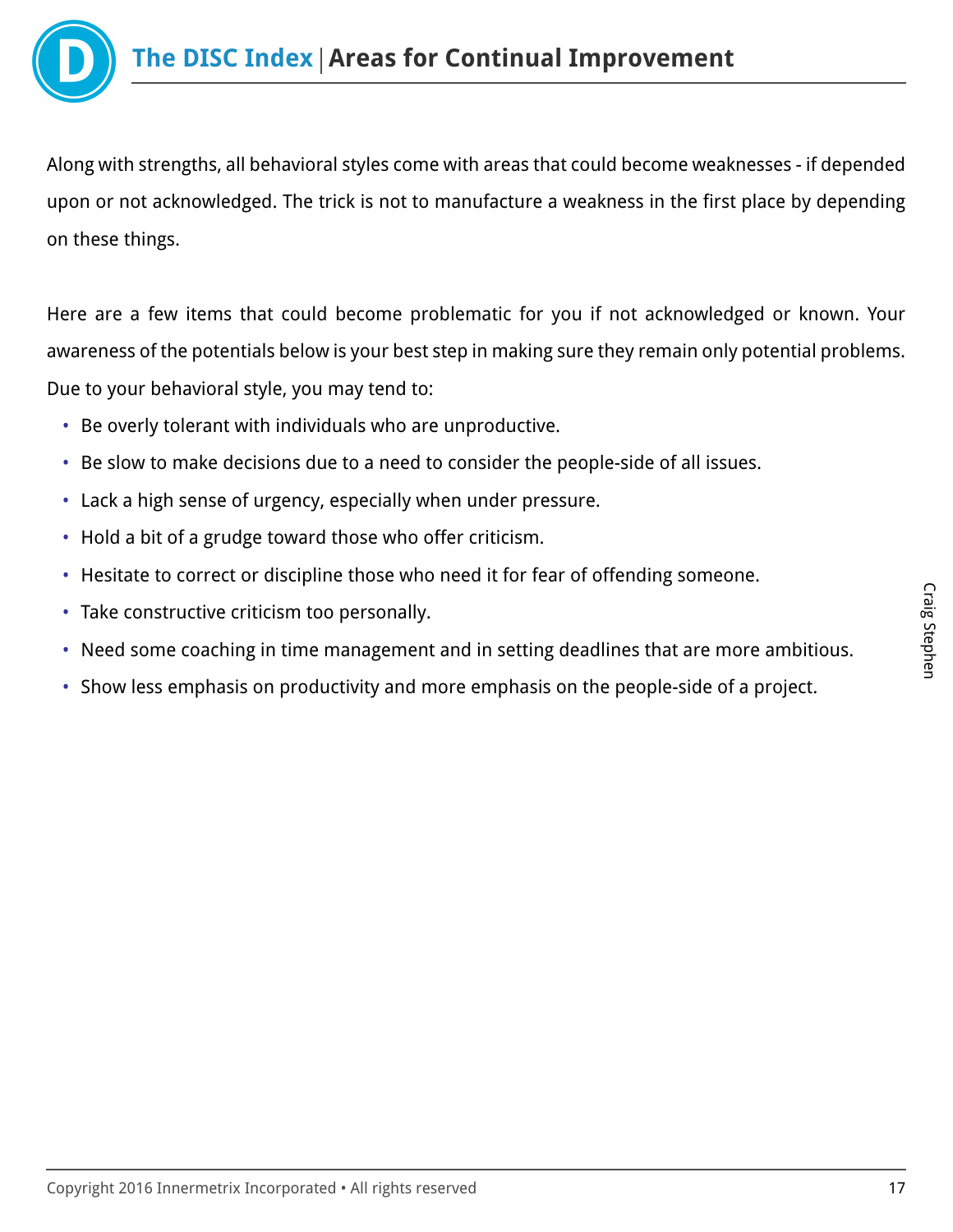# The DISC Index | Areas for Continual Improvement

Along with strengths, all behavioral styles come with areas that could become weaknesses - if depended upon or not acknowledged. The trick is not to manufacture a weakness in the first place by depending on these things.

Here are a few items that could become problematic for you if not acknowledged or known. Your awareness of the potentials below is your best step in making sure they remain only potential problems. Due to your behavioral style, you may tend to:

- Be overly tolerant with individuals who are unproductive.
- Be slow to make decisions due to a need to consider the people-side of all issues.
- Lack a high sense of urgency, especially when under pressure.
- Hold a bit of a grudge toward those who offer criticism.
- Hesitate to correct or discipline those who need it for fear of offending someone.
- Take constructive criticism too personally.
- Need some coaching in time management and in setting deadlines that are more ambitious.
- Show less emphasis on productivity and more emphasis on the people-side of a project.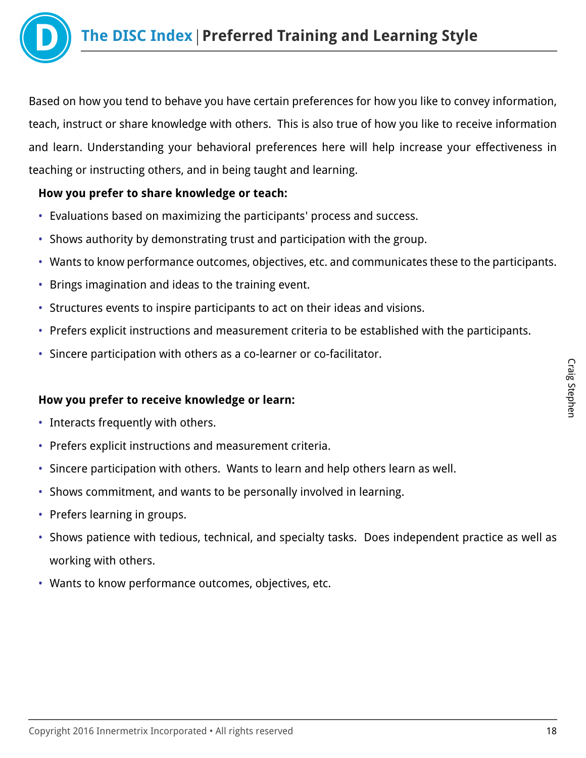# The DISC Index | Preferred Training and Learning Style

Based on how you tend to behave you have certain preferences for how you like to convey information, teach, instruct or share knowledge with others. This is also true of how you like to receive information and learn. Understanding your behavioral preferences here will help increase your effectiveness in teaching or instructing others, and in being taught and learning.

**How you prefer to share knowledge or teach:**

- Evaluations based on maximizing the participants' process and success.
- Shows authority by demonstrating trust and participation with the group.
- Wants to know performance outcomes, objectives, etc. and communicates these to the participants.
- Brings imagination and ideas to the training event.
- Structures events to inspire participants to act on their ideas and visions.
- Prefers explicit instructions and measurement criteria to be established with the participants.
- Sincere participation with others as a co-learner or co-facilitator.

**How you prefer to receive knowledge or learn:**

- Interacts frequently with others.
- Prefers explicit instructions and measurement criteria.
- Sincere participation with others. Wants to learn and help others learn as well.
- Shows commitment, and wants to be personally involved in learning.
- Prefers learning in groups.
- Shows patience with tedious, technical, and specialty tasks. Does independent practice as well as working with others.
- Wants to know performance outcomes, objectives, etc.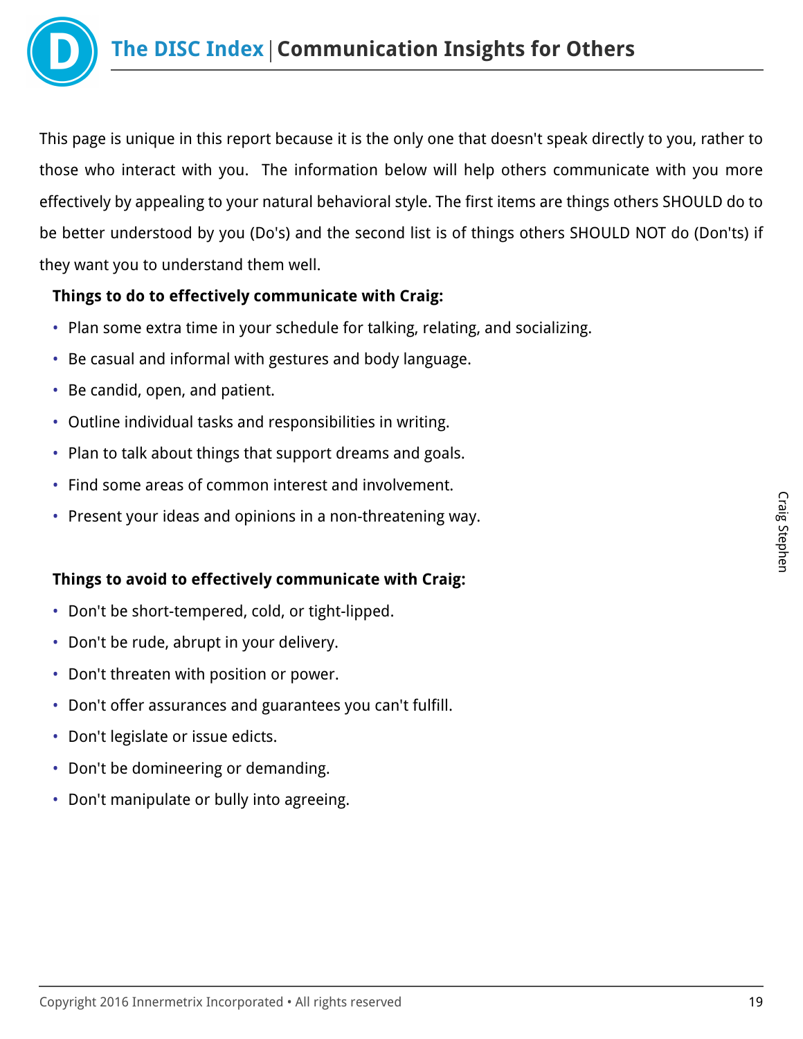# The DISC Index | Communication Insights for Others

This page is unique in this report because it is the only one that doesn't speak directly to you, rather to those who interact with you. The information below will help others communicate with you more effectively by appealing to your natural behavioral style. The first items are things others SHOULD do to be better understood by you (Do's) and the second list is of things others SHOULD NOT do (Don'ts) if they want you to understand them well.

**Things to do to effectively communicate with Craig:**

- Plan some extra time in your schedule for talking, relating, and socializing.
- Be casual and informal with gestures and body language.
- Be candid, open, and patient.
- Outline individual tasks and responsibilities in writing.
- Plan to talk about things that support dreams and goals.
- Find some areas of common interest and involvement.
- Present your ideas and opinions in a non-threatening way.

**Things to avoid to effectively communicate with Craig:**

- Don't be short-tempered, cold, or tight-lipped.
- Don't be rude, abrupt in your delivery.
- Don't threaten with position or power.
- Don't offer assurances and guarantees you can't fulfill.
- Don't legislate or issue edicts.
- Don't be domineering or demanding.
- Don't manipulate or bully into agreeing.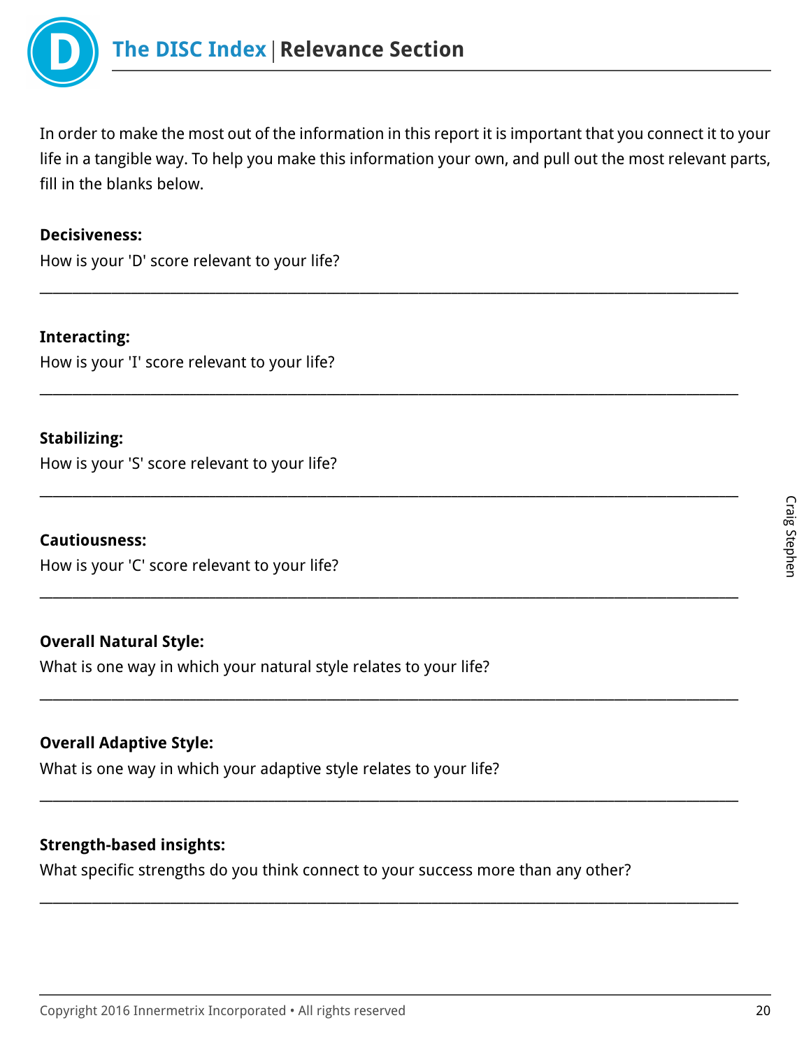# The DISC Index | Relevance Section

In order to make the most out of the information in this report it is important that you connect it to your life in a tangible way. To help you make this information your own, and pull out the most relevant parts, fill in the blanks below.

**Decisiveness:**

How is your 'D' score relevant to your life?

______________________________________________________________________________

**Interacting:**

How is your 'I' score relevant to your life?

______________________________________________________________________________

**Stabilizing:**

How is your 'S' score relevant to your life?

______________________________________________________________________________

**Cautiousness:**

How is your 'C' score relevant to your life?

______________________________________________________________________________

**Overall Natural Style:**

What is one way in which your natural style relates to your life?

______________________________________________________________________________

**Overall Adaptive Style:**

What is one way in which your adaptive style relates to your life?

______________________________________________________________________________

**Strength-based insights:**

What specific strengths do you think connect to your success more than any other?

______________________________________________________________________________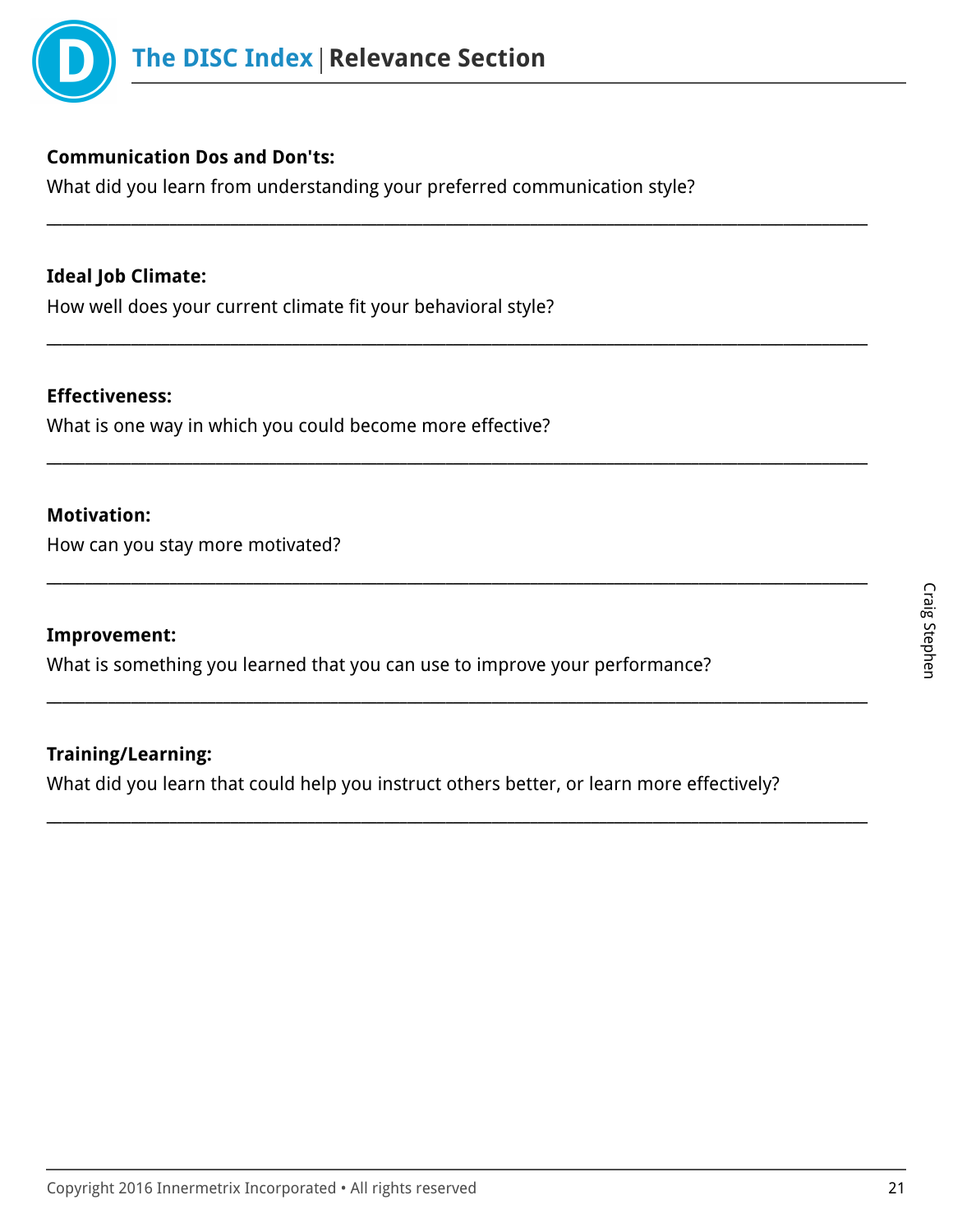# The DISC Index | Relevance Section

**Communication Dos and Don'ts:**

What did you learn from understanding your preferred communication style?

\_\_\_\_\_\_\_\_\_\_\_\_\_\_\_\_\_\_\_\_\_\_\_\_\_\_\_\_\_\_\_\_\_\_\_\_\_\_\_\_\_\_\_\_\_\_\_\_\_\_\_\_\_\_\_\_\_\_\_\_

**Ideal Job Climate:**

How well does your current climate fit your behavioral style?

\_\_\_\_\_\_\_\_\_\_\_\_\_\_\_\_\_\_\_\_\_\_\_\_\_\_\_\_\_\_\_\_\_\_\_\_\_\_\_\_\_\_\_\_\_\_\_\_\_\_\_\_\_\_\_\_\_\_\_\_

**Effectiveness:**

What is one way in which you could become more effective?

\_\_\_\_\_\_\_\_\_\_\_\_\_\_\_\_\_\_\_\_\_\_\_\_\_\_\_\_\_\_\_\_\_\_\_\_\_\_\_\_\_\_\_\_\_\_\_\_\_\_\_\_\_\_\_\_\_\_\_\_

**Motivation:**

How can you stay more motivated?

\_\_\_\_\_\_\_\_\_\_\_\_\_\_\_\_\_\_\_\_\_\_\_\_\_\_\_\_\_\_\_\_\_\_\_\_\_\_\_\_\_\_\_\_\_\_\_\_\_\_\_\_\_\_\_\_\_\_\_\_

**Improvement:**

What is something you learned that you can use to improve your performance?

\_\_\_\_\_\_\_\_\_\_\_\_\_\_\_\_\_\_\_\_\_\_\_\_\_\_\_\_\_\_\_\_\_\_\_\_\_\_\_\_\_\_\_\_\_\_\_\_\_\_\_\_\_\_\_\_\_\_\_\_

**Training/Learning:**

What did you learn that could help you instruct others better, or learn more effectively?

\_\_\_\_\_\_\_\_\_\_\_\_\_\_\_\_\_\_\_\_\_\_\_\_\_\_\_\_\_\_\_\_\_\_\_\_\_\_\_\_\_\_\_\_\_\_\_\_\_\_\_\_\_\_\_\_\_\_\_\_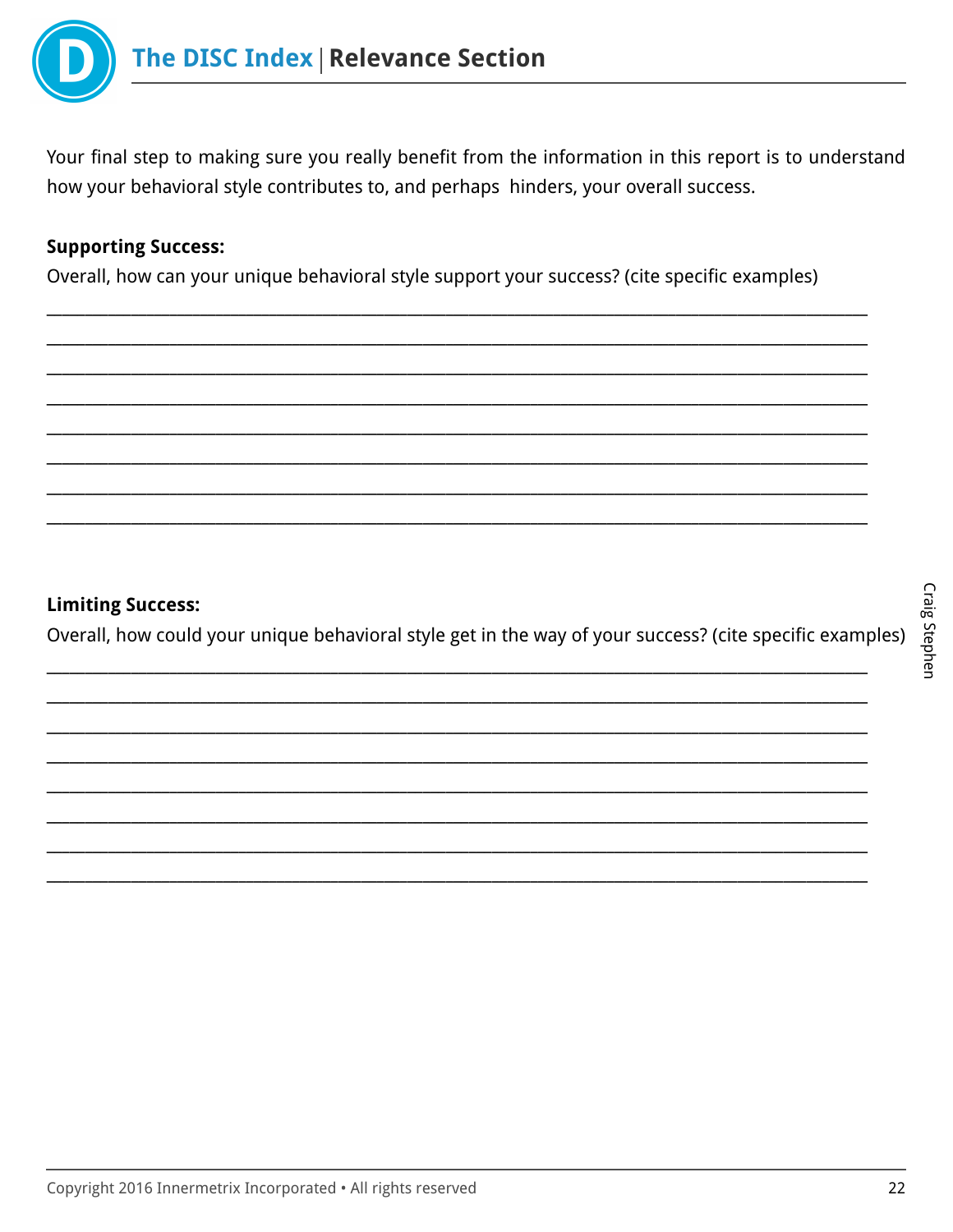# The DISC Index | Relevance Section

Your final step to making sure you really benefit from the information in this report is to understand how your behavioral style contributes to, and perhaps hinders, your overall success.

**Supporting Success:**

Overall, how can your unique behavioral style support your success? (cite specific examples)

______________________________________________________________________________

______________________________________________________________________________

______________________________________________________________________________

______________________________________________________________________________

______________________________________________________________________________

______________________________________________________________________________

______________________________________________________________________________

______________________________________________________________________________

**Limiting Success:**

Overall, how could your unique behavioral style get in the way of your success? (cite specific examples)

______________________________________________________________________________

______________________________________________________________________________

______________________________________________________________________________

______________________________________________________________________________

______________________________________________________________________________

______________________________________________________________________________

______________________________________________________________________________

______________________________________________________________________________